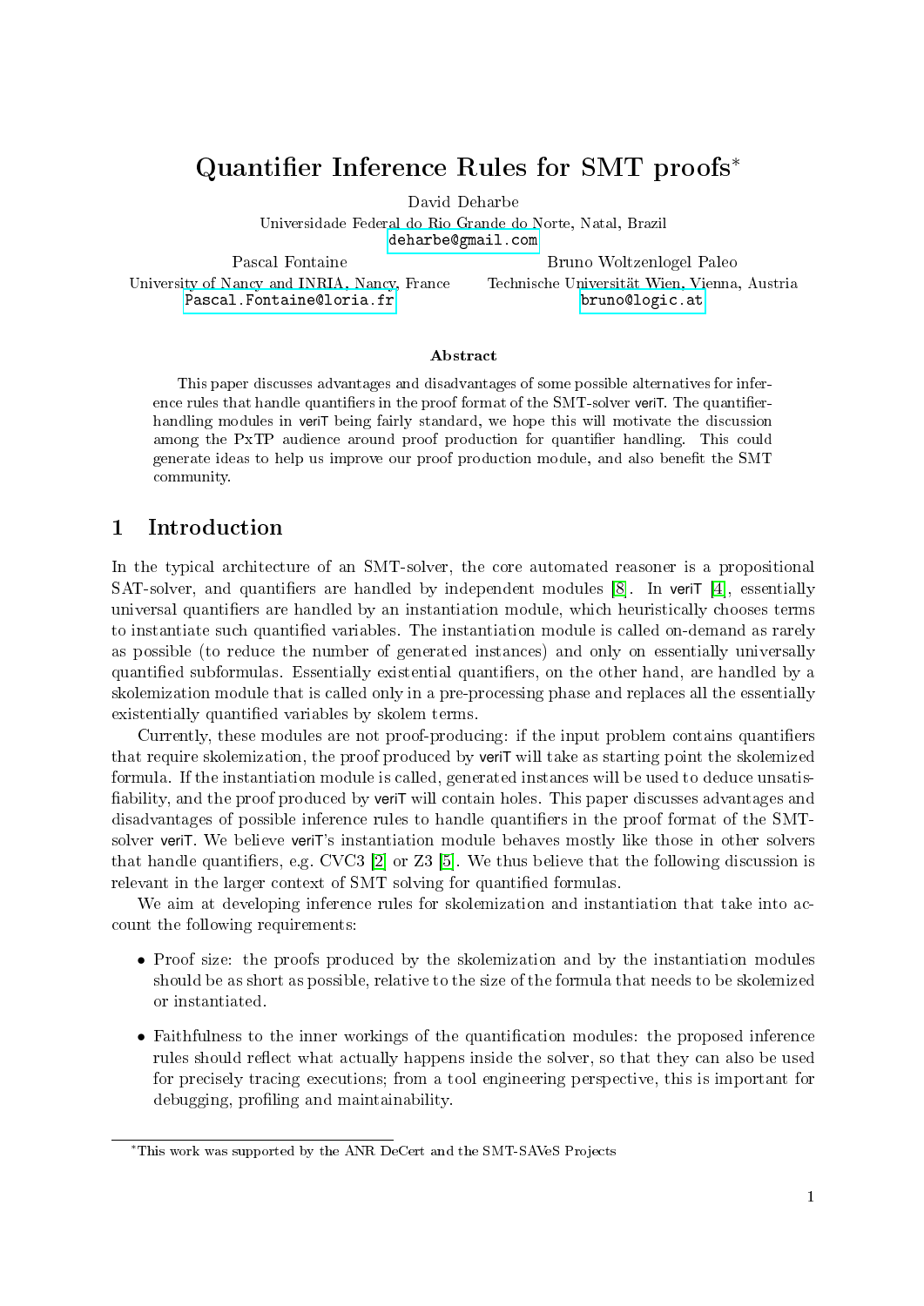# Quantifier Inference Rules for SMT proofs*

David Deharbe
Universidade Federal do Rio Grande do Norte, Natal, Brazil
deharbe@gmail.com

Pascal Fontaine
University of Nancy and INRIA, Nancy, France
Pascal.Fontaine@loria.fr

Bruno Woltzenlogel Paleo
Technische Universität Wien, Vienna, Austria
bruno@logic.at

### Abstract

This paper discusses advantages and disadvantages of some possible alternatives for inference rules that handle quantifiers in the proof format of the SMT-solver veriT. The quantifier-handling modules in veriT being fairly standard, we hope this will motivate the discussion among the PxTP audience around proof production for quantifier handling. This could generate ideas to help us improve our proof production module, and also benefit the SMT community.

## 1 Introduction

In the typical architecture of an SMT-solver, the core automated reasoner is a propositional SAT-solver, and quantifiers are handled by independent modules [8]. In veriT [4], essentially universal quantifiers are handled by an instantiation module, which heuristically chooses terms to instantiate such quantified variables. The instantiation module is called on-demand as rarely as possible (to reduce the number of generated instances) and only on essentially universally quantified subformulas. Essentially existential quantifiers, on the other hand, are handled by a skolemization module that is called only in a pre-processing phase and replaces all the essentially existentially quantified variables by skolem terms.

Currently, these modules are not proof-producing: if the input problem contains quantifiers that require skolemization, the proof produced by veriT will take as starting point the skolemized formula. If the instantiation module is called, generated instances will be used to deduce unsatisfiability, and the proof produced by veriT will contain holes. This paper discusses advantages and disadvantages of possible inference rules to handle quantifiers in the proof format of the SMT-solver veriT. We believe veriT's instantiation module behaves mostly like those in other solvers that handle quantifiers, e.g. CVC3 [2] or Z3 [5]. We thus believe that the following discussion is relevant in the larger context of SMT solving for quantified formulas.

We aim at developing inference rules for skolemization and instantiation that take into account the following requirements:

- Proof size: the proofs produced by the skolemization and by the instantiation modules should be as short as possible, relative to the size of the formula that needs to be skolemized or instantiated.
- Faithfulness to the inner workings of the quantification modules: the proposed inference rules should reflect what actually happens inside the solver, so that they can also be used for precisely tracing executions; from a tool engineering perspective, this is important for debugging, profiling and maintainability.

*This work was supported by the ANR DeCert and the SMT-SAVeS Projects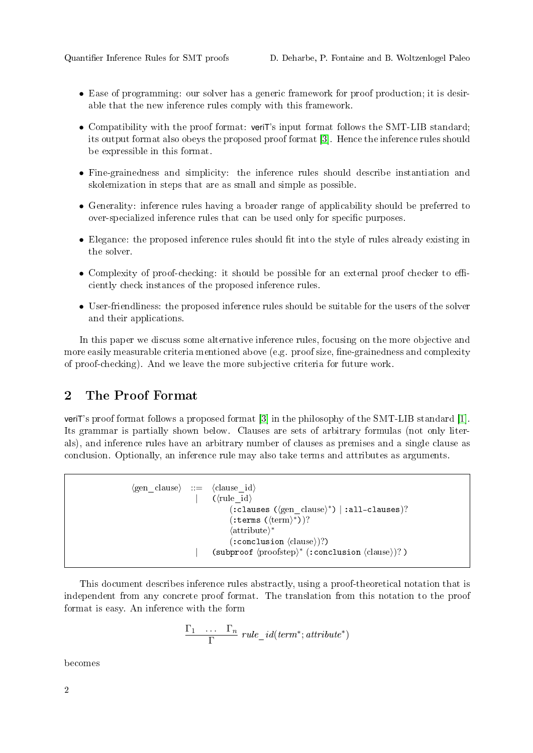- Ease of programming: our solver has a generic framework for proof production; it is desirable that the new inference rules comply with this framework.
- Compatibility with the proof format: veriT's input format follows the SMT-LIB standard; its output format also obeys the proposed proof format [3]. Hence the inference rules should be expressible in this format.
- Fine-grainedness and simplicity: the inference rules should describe instantiation and skolemization in steps that are as small and simple as possible.
- Generality: inference rules having a broader range of applicability should be preferred to over-specialized inference rules that can be used only for specific purposes.
- Elegance: the proposed inference rules should fit into the style of rules already existing in the solver.
- Complexity of proof-checking: it should be possible for an external proof checker to efficiently check instances of the proposed inference rules.
- User-friendliness: the proposed inference rules should be suitable for the users of the solver and their applications.

In this paper we discuss some alternative inference rules, focusing on the more objective and more easily measurable criteria mentioned above (e.g. proof size, fine-grainedness and complexity of proof-checking). And we leave the more subjective criteria for future work.

## 2 The Proof Format

veriT's proof format follows a proposed format [3] in the philosophy of the SMT-LIB standard [1]. Its grammar is partially shown below. Clauses are sets of arbitrary formulas (not only literals), and inference rules have an arbitrary number of clauses as premises and a single clause as conclusion. Optionally, an inference rule may also take terms and attributes as arguments.

```
⟨gen_clause⟩ ::= ⟨clause_id⟩
               | (⟨rule_id⟩
                     (:clauses (⟨gen_clause⟩*) | :all-clauses)?
                     (:terms (⟨term⟩*))?
                     ⟨attribute⟩*
                     (:conclusion ⟨clause⟩)?)
               | (subproof ⟨proofstep⟩* (:conclusion ⟨clause⟩)? )
```

This document describes inference rules abstractly, using a proof-theoretical notation that is independent from any concrete proof format. The translation from this notation to the proof format is easy. An inference with the form

$$\frac{\Gamma_1 \quad \dots \quad \Gamma_n}{\Gamma} \; rule\_id(term^*; attribute^*)$$

becomes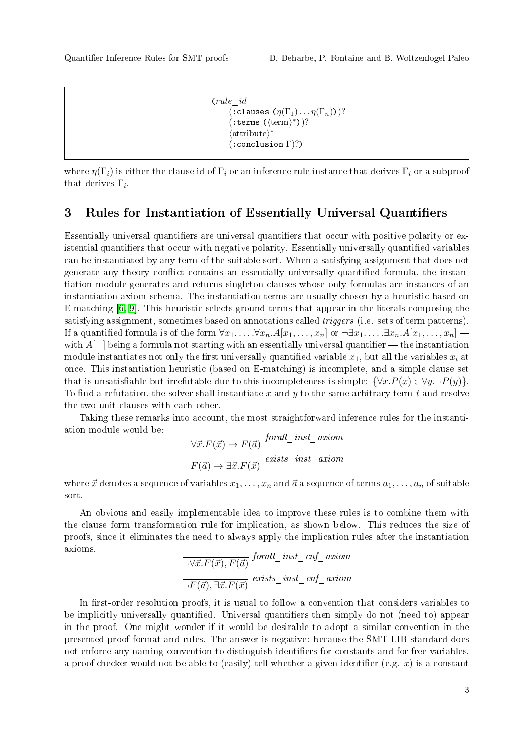```
(rule_id
    (:clauses (η(Γ_1)...η(Γ_n)))?
    (:terms (⟨term⟩*))?
    ⟨attribute⟩*
    (:conclusion Γ)?)
```

where $\eta(\Gamma_i)$ is either the clause id of $\Gamma_i$ or an inference rule instance that derives $\Gamma_i$ or a subproof that derives $\Gamma_i$.

## 3 Rules for Instantiation of Essentially Universal Quantifiers

Essentially universal quantifiers are universal quantifiers that occur with positive polarity or existential quantifiers that occur with negative polarity. Essentially universally quantified variables can be instantiated by any term of the suitable sort. When a satisfying assignment that does not generate any theory conflict contains an essentially universally quantified formula, the instantiation module generates and returns singleton clauses whose only formulas are instances of an instantiation axiom schema. The instantiation terms are usually chosen by a heuristic based on E-matching [6, 9]. This heuristic selects ground terms that appear in the literals composing the satisfying assignment, sometimes based on annotations called *triggers* (i.e. sets of term patterns). If a quantified formula is of the form $\forall x_1. \ldots .\forall x_n.A[x_1, \ldots, x_n]$ or $\neg\exists x_1. \ldots .\exists x_n.A[x_1, \ldots, x_n]$ — with $A[\_]$ being a formula not starting with an essentially universal quantifier — the instantiation module instantiates not only the first universally quantified variable $x_1$, but all the variables $x_i$ at once. This instantiation heuristic (based on E-matching) is incomplete, and a simple clause set that is unsatisfiable but irrefutable due to this incompleteness is simple: $\{\forall x.P(x)\ ;\ \forall y.\neg P(y)\}$. To find a refutation, the solver shall instantiate $x$ and $y$ to the same arbitrary term $t$ and resolve the two unit clauses with each other.

Taking these remarks into account, the most straightforward inference rules for the instantiation module would be:

$$\frac{}{\forall \vec{x}.F(\vec{x}) \to F(\vec{a})}\ \textit{forall\_inst\_axiom}$$

$$\frac{}{F(\vec{a}) \to \exists \vec{x}.F(\vec{x})}\ \textit{exists\_inst\_axiom}$$

where $\vec{x}$ denotes a sequence of variables $x_1, \ldots, x_n$ and $\vec{a}$ a sequence of terms $a_1, \ldots, a_n$ of suitable sort.

An obvious and easily implementable idea to improve these rules is to combine them with the clause form transformation rule for implication, as shown below. This reduces the size of proofs, since it eliminates the need to always apply the implication rules after the instantiation axioms.

$$\frac{}{\neg\forall \vec{x}.F(\vec{x}), F(\vec{a})}\ \textit{forall\_inst\_cnf\_axiom}$$

$$\frac{}{\neg F(\vec{a}), \exists \vec{x}.F(\vec{x})}\ \textit{exists\_inst\_cnf\_axiom}$$

In first-order resolution proofs, it is usual to follow a convention that considers variables to be implicitly universally quantified. Universal quantifiers then simply do not (need to) appear in the proof. One might wonder if it would be desirable to adopt a similar convention in the presented proof format and rules. The answer is negative: because the SMT-LIB standard does not enforce any naming convention to distinguish identifiers for constants and for free variables, a proof checker would not be able to (easily) tell whether a given identifier (e.g. $x$) is a constant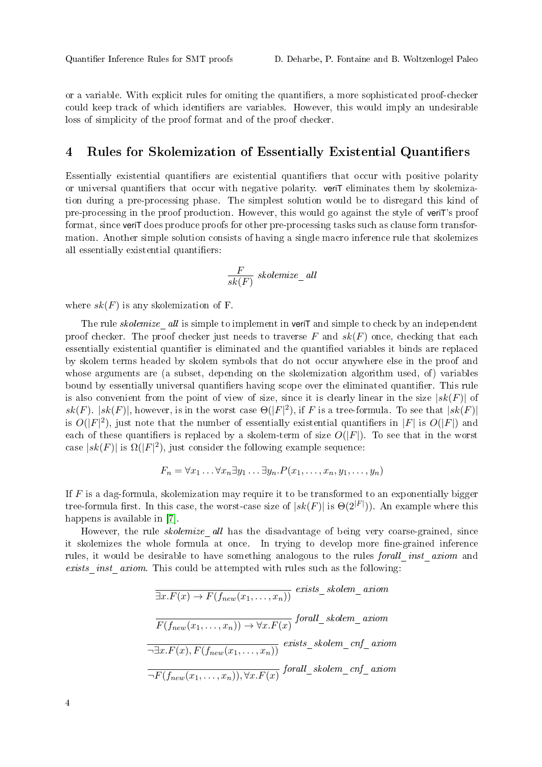or a variable. With explicit rules for omiting the quantifiers, a more sophisticated proof-checker could keep track of which identifiers are variables. However, this would imply an undesirable loss of simplicity of the proof format and of the proof checker.

## 4 Rules for Skolemization of Essentially Existential Quantifiers

Essentially existential quantifiers are existential quantifiers that occur with positive polarity or universal quantifiers that occur with negative polarity. veriT eliminates them by skolemization during a pre-processing phase. The simplest solution would be to disregard this kind of pre-processing in the proof production. However, this would go against the style of veriT's proof format, since veriT does produce proofs for other pre-processing tasks such as clause form transformation. Another simple solution consists of having a single macro inference rule that skolemizes all essentially existential quantifiers:

$$\frac{F}{sk(F)}\ \textit{skolemize\_all}$$

where $sk(F)$ is any skolemization of F.

The rule *skolemize_all* is simple to implement in veriT and simple to check by an independent proof checker. The proof checker just needs to traverse $F$ and $sk(F)$ once, checking that each essentially existential quantifier is eliminated and the quantified variables it binds are replaced by skolem terms headed by skolem symbols that do not occur anywhere else in the proof and whose arguments are (a subset, depending on the skolemization algorithm used, of) variables bound by essentially universal quantifiers having scope over the eliminated quantifier. This rule is also convenient from the point of view of size, since it is clearly linear in the size $|sk(F)|$ of $sk(F)$. $|sk(F)|$, however, is in the worst case $\Theta(|F|^2)$, if $F$ is a tree-formula. To see that $|sk(F)|$ is $O(|F|^2)$, just note that the number of essentially existential quantifiers in $|F|$ is $O(|F|)$ and each of these quantifiers is replaced by a skolem-term of size $O(|F|)$. To see that in the worst case $|sk(F)|$ is $\Omega(|F|^2)$, just consider the following example sequence:

$$F_n = \forall x_1 \ldots \forall x_n \exists y_1 \ldots \exists y_n . P(x_1, \ldots, x_n, y_1, \ldots, y_n)$$

If $F$ is a dag-formula, skolemization may require it to be transformed to an exponentially bigger tree-formula first. In this case, the worst-case size of $|sk(F)|$ is $\Theta(2^{|F|}))$. An example where this happens is available in [7].

However, the rule *skolemize_all* has the disadvantage of being very coarse-grained, since it skolemizes the whole formula at once. In trying to develop more fine-grained inference rules, it would be desirable to have something analogous to the rules *forall_inst_axiom* and *exists_inst_axiom*. This could be attempted with rules such as the following:

$$\frac{}{\exists x . F(x) \rightarrow F(f_{new}(x_1, \ldots, x_n))}\ \textit{exists\_skolem\_axiom}$$

$$\frac{}{F(f_{new}(x_1, \ldots, x_n)) \rightarrow \forall x . F(x)}\ \textit{forall\_skolem\_axiom}$$

$$\frac{}{\neg \exists x . F(x), F(f_{new}(x_1, \ldots, x_n))}\ \textit{exists\_skolem\_cnf\_axiom}$$

$$\frac{}{\neg F(f_{new}(x_1, \ldots, x_n)), \forall x . F(x)}\ \textit{forall\_skolem\_cnf\_axiom}$$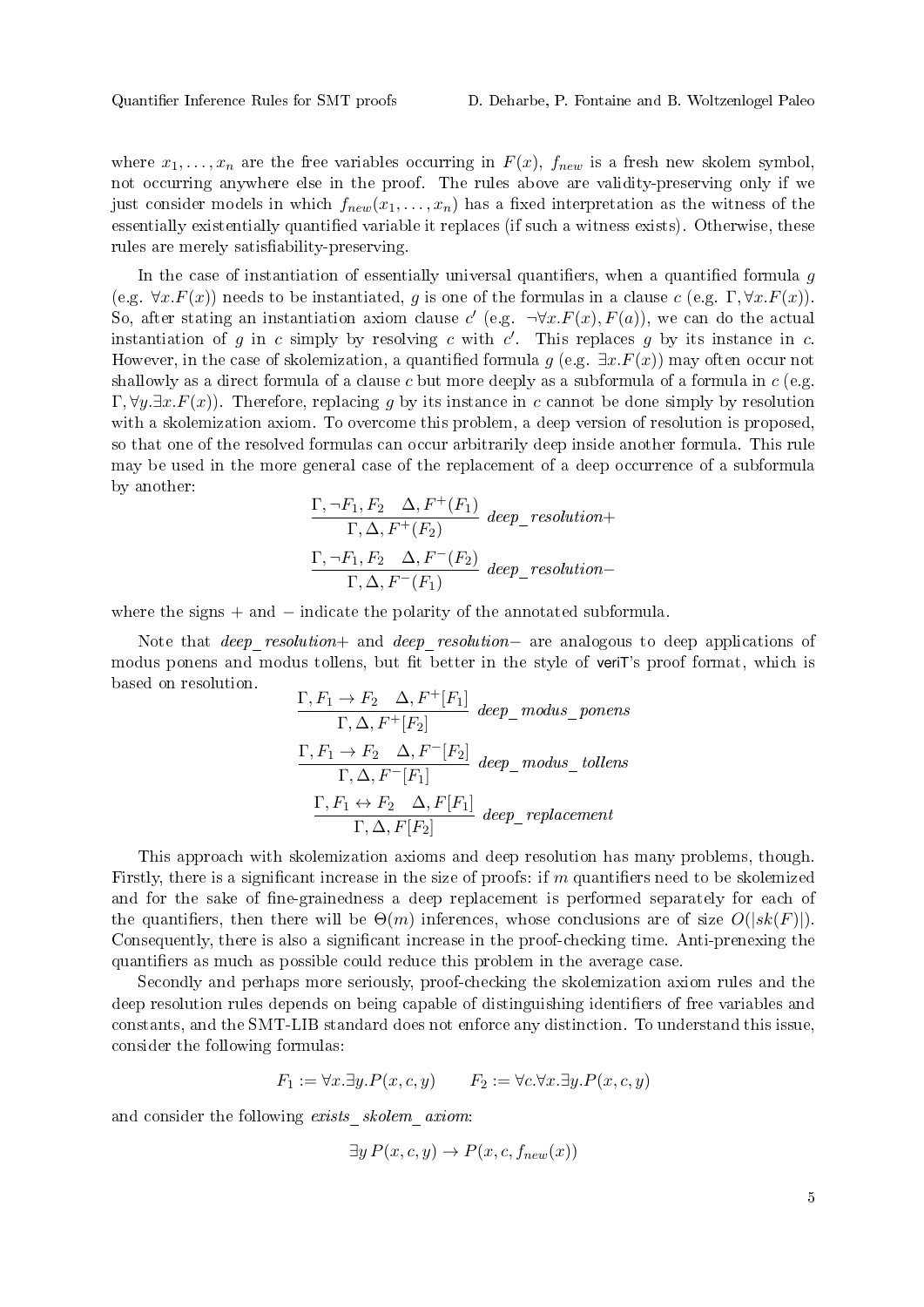where $x_1, \ldots, x_n$ are the free variables occurring in $F(x)$, $f_{new}$ is a fresh new skolem symbol, not occurring anywhere else in the proof. The rules above are validity-preserving only if we just consider models in which $f_{new}(x_1, \ldots, x_n)$ has a fixed interpretation as the witness of the essentially existentially quantified variable it replaces (if such a witness exists). Otherwise, these rules are merely satisfiability-preserving.

In the case of instantiation of essentially universal quantifiers, when a quantified formula $g$ (e.g. $\forall x.F(x)$) needs to be instantiated, $g$ is one of the formulas in a clause $c$ (e.g. $\Gamma, \forall x.F(x)$). So, after stating an instantiation axiom clause $c'$ (e.g. $\neg\forall x.F(x), F(a)$), we can do the actual instantiation of $g$ in $c$ simply by resolving $c$ with $c'$. This replaces $g$ by its instance in $c$. However, in the case of skolemization, a quantified formula $g$ (e.g. $\exists x.F(x)$) may often occur not shallowly as a direct formula of a clause $c$ but more deeply as a subformula of a formula in $c$ (e.g. $\Gamma, \forall y.\exists x.F(x)$). Therefore, replacing $g$ by its instance in $c$ cannot be done simply by resolution with a skolemization axiom. To overcome this problem, a deep version of resolution is proposed, so that one of the resolved formulas can occur arbitrarily deep inside another formula. This rule may be used in the more general case of the replacement of a deep occurrence of a subformula by another:

$$\frac{\Gamma, \neg F_1, F_2 \quad \Delta, F^+(F_1)}{\Gamma, \Delta, F^+(F_2)} \; deep\_resolution+$$

$$\frac{\Gamma, \neg F_1, F_2 \quad \Delta, F^-(F_2)}{\Gamma, \Delta, F^-(F_1)} \; deep\_resolution-$$

where the signs $+$ and $-$ indicate the polarity of the annotated subformula.

Note that *deep_resolution+* and *deep_resolution−* are analogous to deep applications of modus ponens and modus tollens, but fit better in the style of veriT's proof format, which is based on resolution.

$$\frac{\Gamma, F_1 \rightarrow F_2 \quad \Delta, F^+[F_1]}{\Gamma, \Delta, F^+[F_2]} \; deep\_modus\_ponens$$

$$\frac{\Gamma, F_1 \rightarrow F_2 \quad \Delta, F^-[F_2]}{\Gamma, \Delta, F^-[F_1]} \; deep\_modus\_tollens$$

$$\frac{\Gamma, F_1 \leftrightarrow F_2 \quad \Delta, F[F_1]}{\Gamma, \Delta, F[F_2]} \; deep\_replacement$$

This approach with skolemization axioms and deep resolution has many problems, though. Firstly, there is a significant increase in the size of proofs: if $m$ quantifiers need to be skolemized and for the sake of fine-grainedness a deep replacement is performed separately for each of the quantifiers, then there will be $\Theta(m)$ inferences, whose conclusions are of size $O(|sk(F)|)$. Consequently, there is also a significant increase in the proof-checking time. Anti-prenexing the quantifiers as much as possible could reduce this problem in the average case.

Secondly and perhaps more seriously, proof-checking the skolemization axiom rules and the deep resolution rules depends on being capable of distinguishing identifiers of free variables and constants, and the SMT-LIB standard does not enforce any distinction. To understand this issue, consider the following formulas:

$$F_1 := \forall x.\exists y.P(x, c, y) \qquad F_2 := \forall c.\forall x.\exists y.P(x, c, y)$$

and consider the following *exists_skolem_axiom*:

$$\exists y\, P(x, c, y) \rightarrow P(x, c, f_{new}(x))$$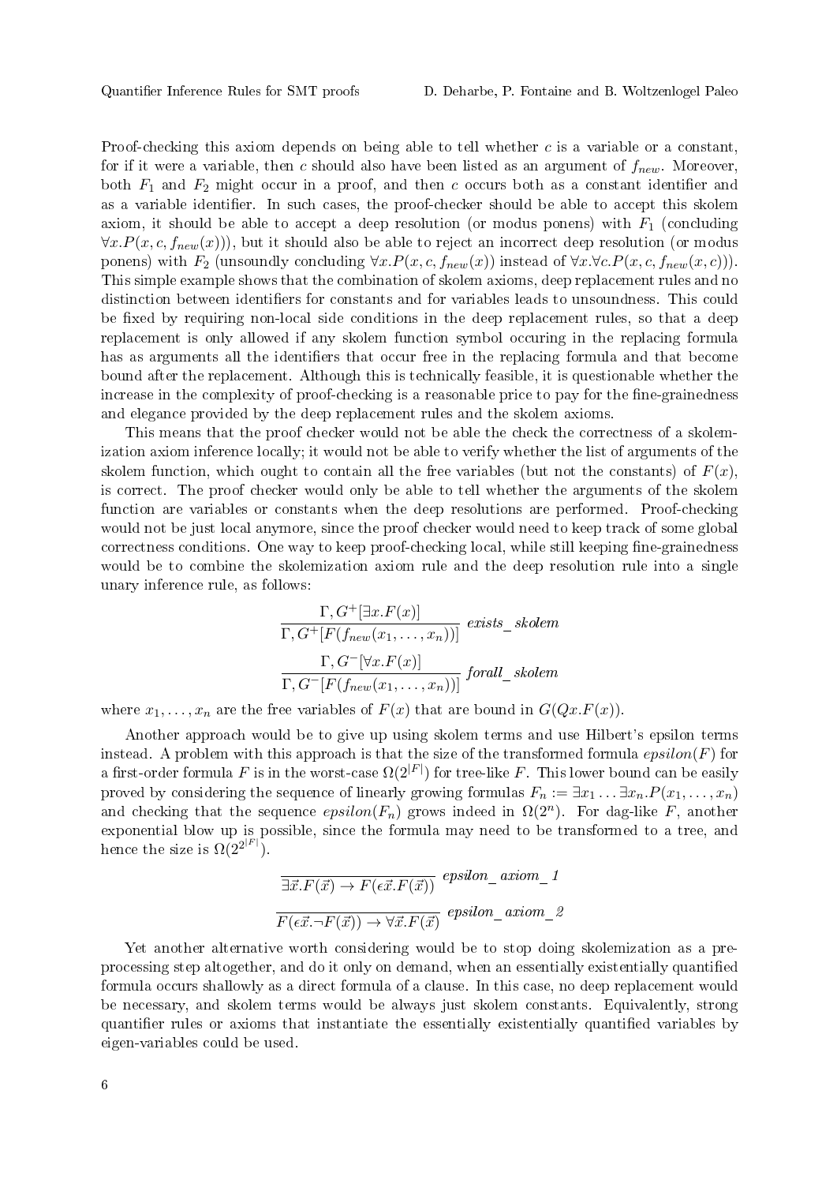Proof-checking this axiom depends on being able to tell whether $c$ is a variable or a constant, for if it were a variable, then $c$ should also have been listed as an argument of $f_{new}$. Moreover, both $F_1$ and $F_2$ might occur in a proof, and then $c$ occurs both as a constant identifier and as a variable identifier. In such cases, the proof-checker should be able to accept this skolem axiom, it should be able to accept a deep resolution (or modus ponens) with $F_1$ (concluding $\forall x.P(x, c, f_{new}(x))$), but it should also be able to reject an incorrect deep resolution (or modus ponens) with $F_2$ (unsoundly concluding $\forall x.P(x, c, f_{new}(x))$ instead of $\forall x.\forall c.P(x, c, f_{new}(x, c))$). This simple example shows that the combination of skolem axioms, deep replacement rules and no distinction between identifiers for constants and for variables leads to unsoundness. This could be fixed by requiring non-local side conditions in the deep replacement rules, so that a deep replacement is only allowed if any skolem function symbol occuring in the replacing formula has as arguments all the identifiers that occur free in the replacing formula and that become bound after the replacement. Although this is technically feasible, it is questionable whether the increase in the complexity of proof-checking is a reasonable price to pay for the fine-grainedness and elegance provided by the deep replacement rules and the skolem axioms.

This means that the proof checker would not be able the check the correctness of a skolemization axiom inference locally; it would not be able to verify whether the list of arguments of the skolem function, which ought to contain all the free variables (but not the constants) of $F(x)$, is correct. The proof checker would only be able to tell whether the arguments of the skolem function are variables or constants when the deep resolutions are performed. Proof-checking would not be just local anymore, since the proof checker would need to keep track of some global correctness conditions. One way to keep proof-checking local, while still keeping fine-grainedness would be to combine the skolemization axiom rule and the deep resolution rule into a single unary inference rule, as follows:

$$\frac{\Gamma, G^{+}[\exists x.F(x)]}{\Gamma, G^{+}[F(f_{new}(x_1, \ldots, x_n))]}\ \textit{exists\_skolem}$$

$$\frac{\Gamma, G^{-}[\forall x.F(x)]}{\Gamma, G^{-}[F(f_{new}(x_1, \ldots, x_n))]}\ \textit{forall\_skolem}$$

where $x_1, \ldots, x_n$ are the free variables of $F(x)$ that are bound in $G(Qx.F(x))$.

Another approach would be to give up using skolem terms and use Hilbert's epsilon terms instead. A problem with this approach is that the size of the transformed formula $epsilon(F)$ for a first-order formula $F$ is in the worst-case $\Omega(2^{|F|})$ for tree-like $F$. This lower bound can be easily proved by considering the sequence of linearly growing formulas $F_n := \exists x_1 \ldots \exists x_n.P(x_1, \ldots, x_n)$ and checking that the sequence $epsilon(F_n)$ grows indeed in $\Omega(2^n)$. For dag-like $F$, another exponential blow up is possible, since the formula may need to be transformed to a tree, and hence the size is $\Omega(2^{2^{|F|}})$.

$$\frac{}{\exists \vec{x}.F(\vec{x}) \rightarrow F(\epsilon\vec{x}.F(\vec{x}))}\ \textit{epsilon\_axiom\_1}$$

$$\frac{}{F(\epsilon\vec{x}.\neg F(\vec{x})) \rightarrow \forall \vec{x}.F(\vec{x})}\ \textit{epsilon\_axiom\_2}$$

Yet another alternative worth considering would be to stop doing skolemization as a preprocessing step altogether, and do it only on demand, when an essentially existentially quantified formula occurs shallowly as a direct formula of a clause. In this case, no deep replacement would be necessary, and skolem terms would be always just skolem constants. Equivalently, strong quantifier rules or axioms that instantiate the essentially existentially quantified variables by eigen-variables could be used.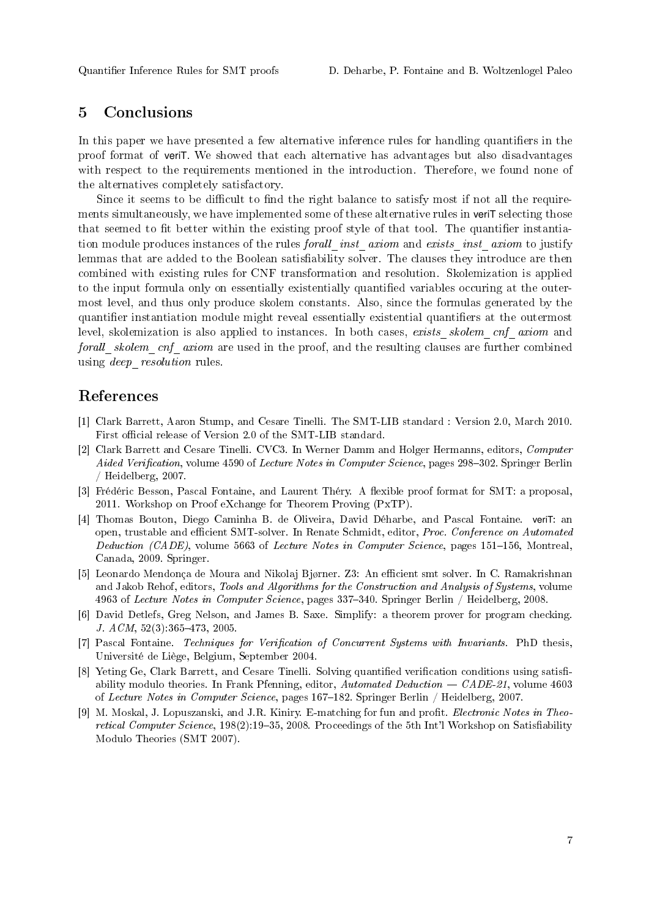## 5 Conclusions

In this paper we have presented a few alternative inference rules for handling quantifiers in the proof format of veriT. We showed that each alternative has advantages but also disadvantages with respect to the requirements mentioned in the introduction. Therefore, we found none of the alternatives completely satisfactory.

Since it seems to be difficult to find the right balance to satisfy most if not all the requirements simultaneously, we have implemented some of these alternative rules in veriT selecting those that seemed to fit better within the existing proof style of that tool. The quantifier instantiation module produces instances of the rules *forall_inst_axiom* and *exists_inst_axiom* to justify lemmas that are added to the Boolean satisfiability solver. The clauses they introduce are then combined with existing rules for CNF transformation and resolution. Skolemization is applied to the input formula only on essentially existentially quantified variables occuring at the outermost level, and thus only produce skolem constants. Also, since the formulas generated by the quantifier instantiation module might reveal essentially existential quantifiers at the outermost level, skolemization is also applied to instances. In both cases, *exists_skolem_cnf_axiom* and *forall_skolem_cnf_axiom* are used in the proof, and the resulting clauses are further combined using *deep_resolution* rules.

## References

[1] Clark Barrett, Aaron Stump, and Cesare Tinelli. The SMT-LIB standard : Version 2.0, March 2010. First official release of Version 2.0 of the SMT-LIB standard.

[2] Clark Barrett and Cesare Tinelli. CVC3. In Werner Damm and Holger Hermanns, editors, *Computer Aided Verification*, volume 4590 of *Lecture Notes in Computer Science*, pages 298–302. Springer Berlin / Heidelberg, 2007.

[3] Frédéric Besson, Pascal Fontaine, and Laurent Théry. A flexible proof format for SMT: a proposal, 2011. Workshop on Proof eXchange for Theorem Proving (PxTP).

[4] Thomas Bouton, Diego Caminha B. de Oliveira, David Déharbe, and Pascal Fontaine. veriT: an open, trustable and efficient SMT-solver. In Renate Schmidt, editor, *Proc. Conference on Automated Deduction (CADE)*, volume 5663 of *Lecture Notes in Computer Science*, pages 151–156, Montreal, Canada, 2009. Springer.

[5] Leonardo Mendonça de Moura and Nikolaj Bjørner. Z3: An efficient smt solver. In C. Ramakrishnan and Jakob Rehof, editors, *Tools and Algorithms for the Construction and Analysis of Systems*, volume 4963 of *Lecture Notes in Computer Science*, pages 337–340. Springer Berlin / Heidelberg, 2008.

[6] David Detlefs, Greg Nelson, and James B. Saxe. Simplify: a theorem prover for program checking. *J. ACM*, 52(3):365–473, 2005.

[7] Pascal Fontaine. *Techniques for Verification of Concurrent Systems with Invariants*. PhD thesis, Université de Liège, Belgium, September 2004.

[8] Yeting Ge, Clark Barrett, and Cesare Tinelli. Solving quantified verification conditions using satisfiability modulo theories. In Frank Pfenning, editor, *Automated Deduction — CADE-21*, volume 4603 of *Lecture Notes in Computer Science*, pages 167–182. Springer Berlin / Heidelberg, 2007.

[9] M. Moskal, J. Lopuszanski, and J.R. Kiniry. E-matching for fun and profit. *Electronic Notes in Theoretical Computer Science*, 198(2):19–35, 2008. Proceedings of the 5th Int'l Workshop on Satisfiability Modulo Theories (SMT 2007).